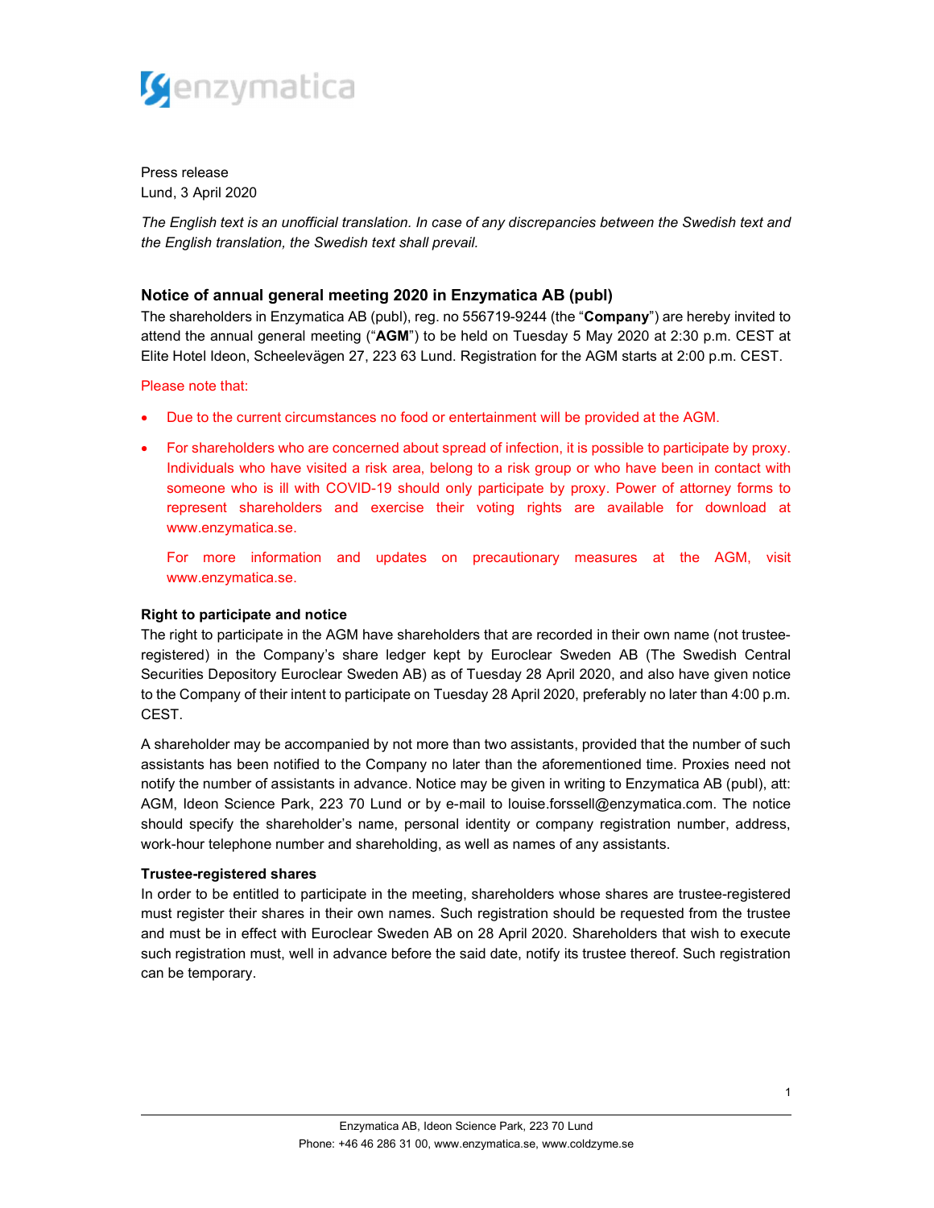Press release
Lund, 3 April 2020

*The English text is an unofficial translation. In case of any discrepancies between the Swedish text and the English translation, the Swedish text shall prevail.*

## Notice of annual general meeting 2020 in Enzymatica AB (publ)

The shareholders in Enzymatica AB (publ), reg. no 556719-9244 (the "**Company**") are hereby invited to attend the annual general meeting ("**AGM**") to be held on Tuesday 5 May 2020 at 2:30 p.m. CEST at Elite Hotel Ideon, Scheelevägen 27, 223 63 Lund. Registration for the AGM starts at 2:00 p.m. CEST.

Please note that:

- Due to the current circumstances no food or entertainment will be provided at the AGM.
- For shareholders who are concerned about spread of infection, it is possible to participate by proxy. Individuals who have visited a risk area, belong to a risk group or who have been in contact with someone who is ill with COVID-19 should only participate by proxy. Power of attorney forms to represent shareholders and exercise their voting rights are available for download at www.enzymatica.se.

  For more information and updates on precautionary measures at the AGM, visit www.enzymatica.se.

### Right to participate and notice

The right to participate in the AGM have shareholders that are recorded in their own name (not trustee-registered) in the Company's share ledger kept by Euroclear Sweden AB (The Swedish Central Securities Depository Euroclear Sweden AB) as of Tuesday 28 April 2020, and also have given notice to the Company of their intent to participate on Tuesday 28 April 2020, preferably no later than 4:00 p.m. CEST.

A shareholder may be accompanied by not more than two assistants, provided that the number of such assistants has been notified to the Company no later than the aforementioned time. Proxies need not notify the number of assistants in advance. Notice may be given in writing to Enzymatica AB (publ), att: AGM, Ideon Science Park, 223 70 Lund or by e-mail to louise.forssell@enzymatica.com. The notice should specify the shareholder's name, personal identity or company registration number, address, work-hour telephone number and shareholding, as well as names of any assistants.

### Trustee-registered shares

In order to be entitled to participate in the meeting, shareholders whose shares are trustee-registered must register their shares in their own names. Such registration should be requested from the trustee and must be in effect with Euroclear Sweden AB on 28 April 2020. Shareholders that wish to execute such registration must, well in advance before the said date, notify its trustee thereof. Such registration can be temporary.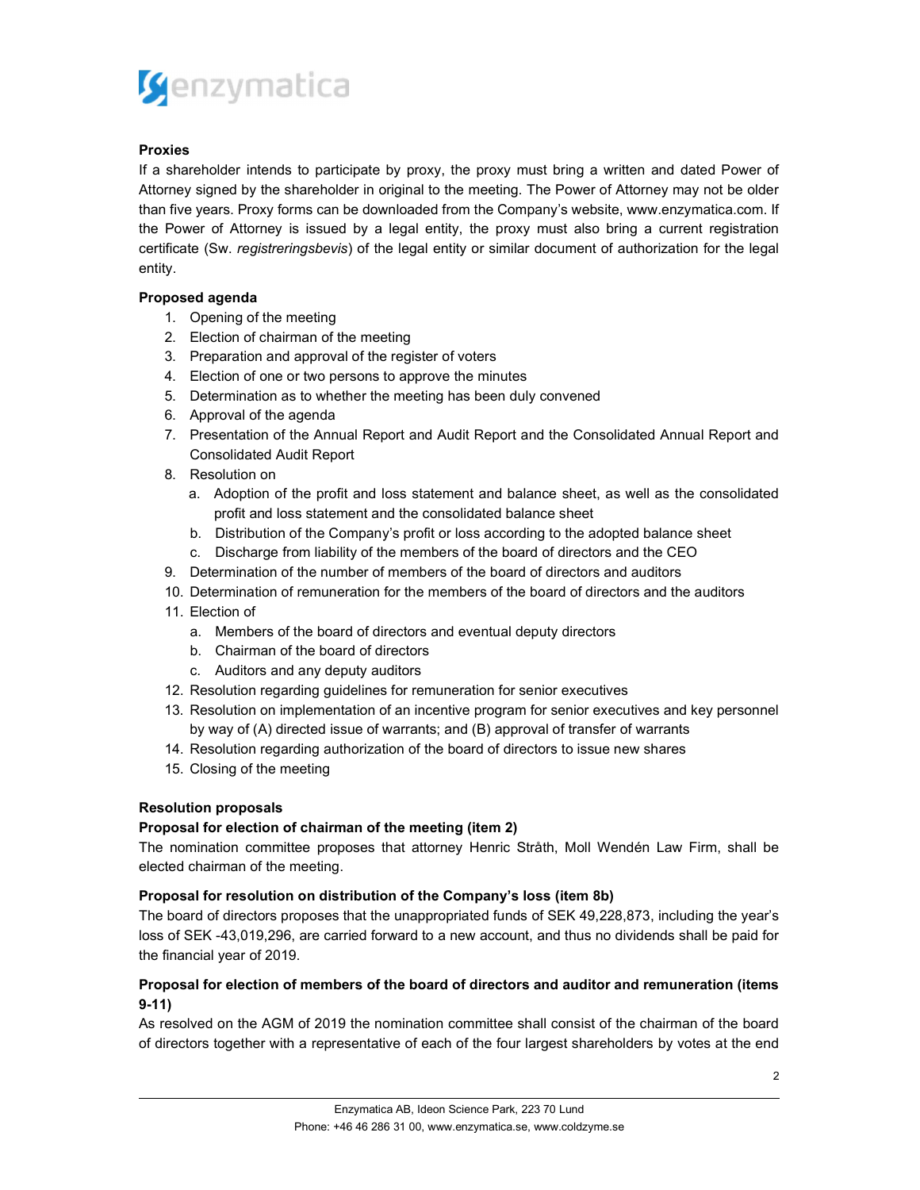**Proxies**

If a shareholder intends to participate by proxy, the proxy must bring a written and dated Power of Attorney signed by the shareholder in original to the meeting. The Power of Attorney may not be older than five years. Proxy forms can be downloaded from the Company's website, www.enzymatica.com. If the Power of Attorney is issued by a legal entity, the proxy must also bring a current registration certificate (Sw. *registreringsbevis*) of the legal entity or similar document of authorization for the legal entity.

**Proposed agenda**

1. Opening of the meeting
2. Election of chairman of the meeting
3. Preparation and approval of the register of voters
4. Election of one or two persons to approve the minutes
5. Determination as to whether the meeting has been duly convened
6. Approval of the agenda
7. Presentation of the Annual Report and Audit Report and the Consolidated Annual Report and Consolidated Audit Report
8. Resolution on
   a. Adoption of the profit and loss statement and balance sheet, as well as the consolidated profit and loss statement and the consolidated balance sheet
   b. Distribution of the Company's profit or loss according to the adopted balance sheet
   c. Discharge from liability of the members of the board of directors and the CEO
9. Determination of the number of members of the board of directors and auditors
10. Determination of remuneration for the members of the board of directors and the auditors
11. Election of
    a. Members of the board of directors and eventual deputy directors
    b. Chairman of the board of directors
    c. Auditors and any deputy auditors
12. Resolution regarding guidelines for remuneration for senior executives
13. Resolution on implementation of an incentive program for senior executives and key personnel by way of (A) directed issue of warrants; and (B) approval of transfer of warrants
14. Resolution regarding authorization of the board of directors to issue new shares
15. Closing of the meeting

**Resolution proposals**

**Proposal for election of chairman of the meeting (item 2)**

The nomination committee proposes that attorney Henric Stråth, Moll Wendén Law Firm, shall be elected chairman of the meeting.

**Proposal for resolution on distribution of the Company's loss (item 8b)**

The board of directors proposes that the unappropriated funds of SEK 49,228,873, including the year's loss of SEK -43,019,296, are carried forward to a new account, and thus no dividends shall be paid for the financial year of 2019.

**Proposal for election of members of the board of directors and auditor and remuneration (items 9-11)**

As resolved on the AGM of 2019 the nomination committee shall consist of the chairman of the board of directors together with a representative of each of the four largest shareholders by votes at the end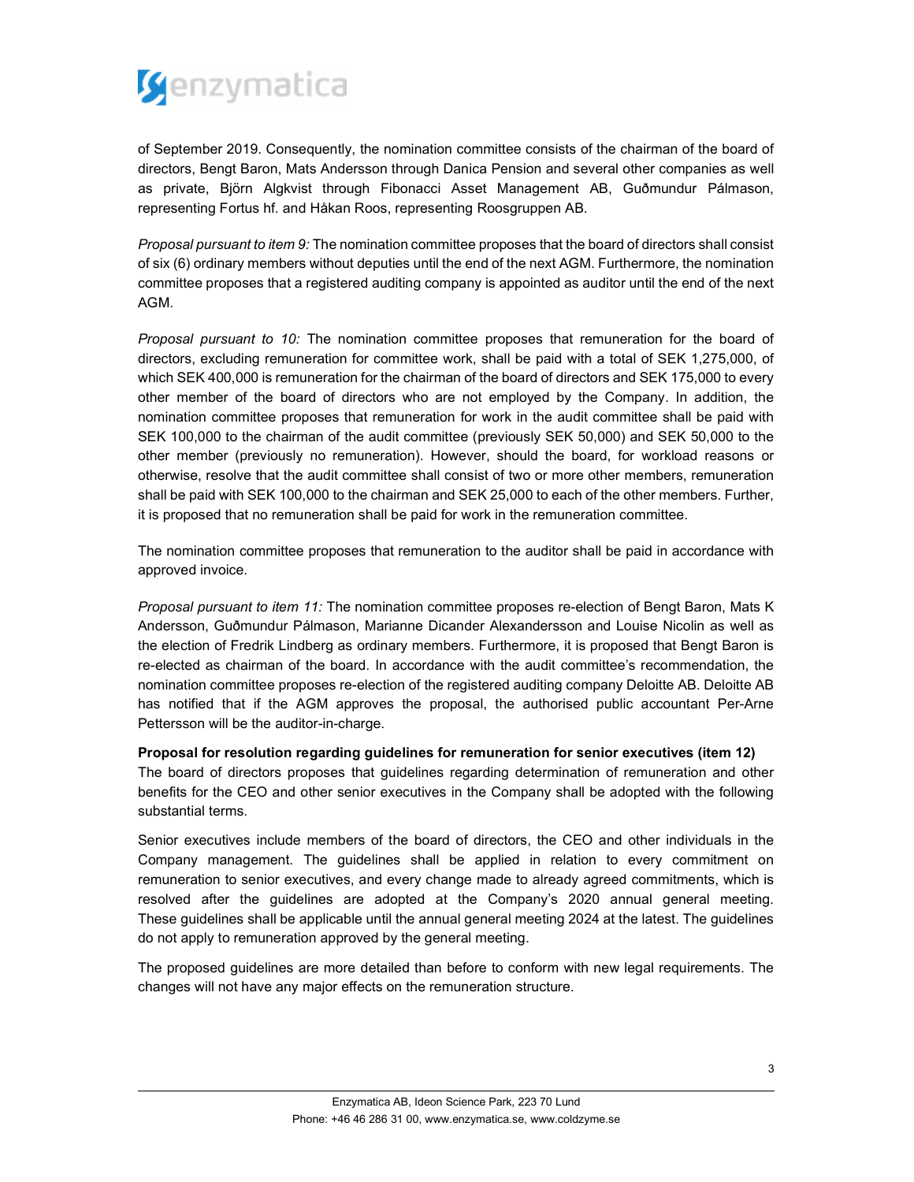of September 2019. Consequently, the nomination committee consists of the chairman of the board of directors, Bengt Baron, Mats Andersson through Danica Pension and several other companies as well as private, Björn Algkvist through Fibonacci Asset Management AB, Guðmundur Pálmason, representing Fortus hf. and Håkan Roos, representing Roosgruppen AB.

*Proposal pursuant to item 9:* The nomination committee proposes that the board of directors shall consist of six (6) ordinary members without deputies until the end of the next AGM. Furthermore, the nomination committee proposes that a registered auditing company is appointed as auditor until the end of the next AGM.

*Proposal pursuant to 10:* The nomination committee proposes that remuneration for the board of directors, excluding remuneration for committee work, shall be paid with a total of SEK 1,275,000, of which SEK 400,000 is remuneration for the chairman of the board of directors and SEK 175,000 to every other member of the board of directors who are not employed by the Company. In addition, the nomination committee proposes that remuneration for work in the audit committee shall be paid with SEK 100,000 to the chairman of the audit committee (previously SEK 50,000) and SEK 50,000 to the other member (previously no remuneration). However, should the board, for workload reasons or otherwise, resolve that the audit committee shall consist of two or more other members, remuneration shall be paid with SEK 100,000 to the chairman and SEK 25,000 to each of the other members. Further, it is proposed that no remuneration shall be paid for work in the remuneration committee.

The nomination committee proposes that remuneration to the auditor shall be paid in accordance with approved invoice.

*Proposal pursuant to item 11:* The nomination committee proposes re-election of Bengt Baron, Mats K Andersson, Guðmundur Pálmason, Marianne Dicander Alexandersson and Louise Nicolin as well as the election of Fredrik Lindberg as ordinary members. Furthermore, it is proposed that Bengt Baron is re-elected as chairman of the board. In accordance with the audit committee's recommendation, the nomination committee proposes re-election of the registered auditing company Deloitte AB. Deloitte AB has notified that if the AGM approves the proposal, the authorised public accountant Per-Arne Pettersson will be the auditor-in-charge.

**Proposal for resolution regarding guidelines for remuneration for senior executives (item 12)**

The board of directors proposes that guidelines regarding determination of remuneration and other benefits for the CEO and other senior executives in the Company shall be adopted with the following substantial terms.

Senior executives include members of the board of directors, the CEO and other individuals in the Company management. The guidelines shall be applied in relation to every commitment on remuneration to senior executives, and every change made to already agreed commitments, which is resolved after the guidelines are adopted at the Company's 2020 annual general meeting. These guidelines shall be applicable until the annual general meeting 2024 at the latest. The guidelines do not apply to remuneration approved by the general meeting.

The proposed guidelines are more detailed than before to conform with new legal requirements. The changes will not have any major effects on the remuneration structure.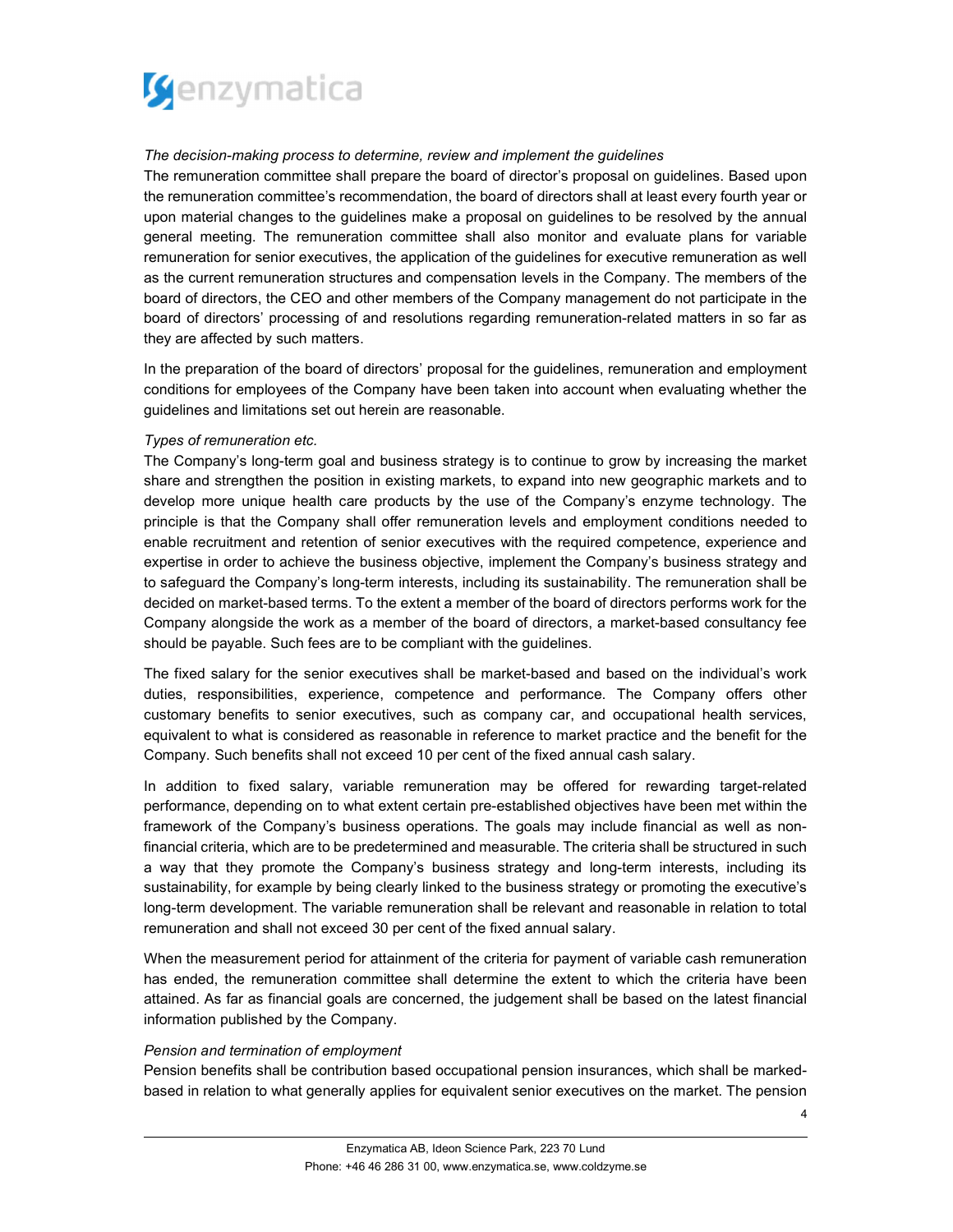*The decision-making process to determine, review and implement the guidelines*

The remuneration committee shall prepare the board of director's proposal on guidelines. Based upon the remuneration committee's recommendation, the board of directors shall at least every fourth year or upon material changes to the guidelines make a proposal on guidelines to be resolved by the annual general meeting. The remuneration committee shall also monitor and evaluate plans for variable remuneration for senior executives, the application of the guidelines for executive remuneration as well as the current remuneration structures and compensation levels in the Company. The members of the board of directors, the CEO and other members of the Company management do not participate in the board of directors' processing of and resolutions regarding remuneration-related matters in so far as they are affected by such matters.

In the preparation of the board of directors' proposal for the guidelines, remuneration and employment conditions for employees of the Company have been taken into account when evaluating whether the guidelines and limitations set out herein are reasonable.

*Types of remuneration etc.*

The Company's long-term goal and business strategy is to continue to grow by increasing the market share and strengthen the position in existing markets, to expand into new geographic markets and to develop more unique health care products by the use of the Company's enzyme technology. The principle is that the Company shall offer remuneration levels and employment conditions needed to enable recruitment and retention of senior executives with the required competence, experience and expertise in order to achieve the business objective, implement the Company's business strategy and to safeguard the Company's long-term interests, including its sustainability. The remuneration shall be decided on market-based terms. To the extent a member of the board of directors performs work for the Company alongside the work as a member of the board of directors, a market-based consultancy fee should be payable. Such fees are to be compliant with the guidelines.

The fixed salary for the senior executives shall be market-based and based on the individual's work duties, responsibilities, experience, competence and performance. The Company offers other customary benefits to senior executives, such as company car, and occupational health services, equivalent to what is considered as reasonable in reference to market practice and the benefit for the Company. Such benefits shall not exceed 10 per cent of the fixed annual cash salary.

In addition to fixed salary, variable remuneration may be offered for rewarding target-related performance, depending on to what extent certain pre-established objectives have been met within the framework of the Company's business operations. The goals may include financial as well as non-financial criteria, which are to be predetermined and measurable. The criteria shall be structured in such a way that they promote the Company's business strategy and long-term interests, including its sustainability, for example by being clearly linked to the business strategy or promoting the executive's long-term development. The variable remuneration shall be relevant and reasonable in relation to total remuneration and shall not exceed 30 per cent of the fixed annual salary.

When the measurement period for attainment of the criteria for payment of variable cash remuneration has ended, the remuneration committee shall determine the extent to which the criteria have been attained. As far as financial goals are concerned, the judgement shall be based on the latest financial information published by the Company.

*Pension and termination of employment*

Pension benefits shall be contribution based occupational pension insurances, which shall be marked-based in relation to what generally applies for equivalent senior executives on the market. The pension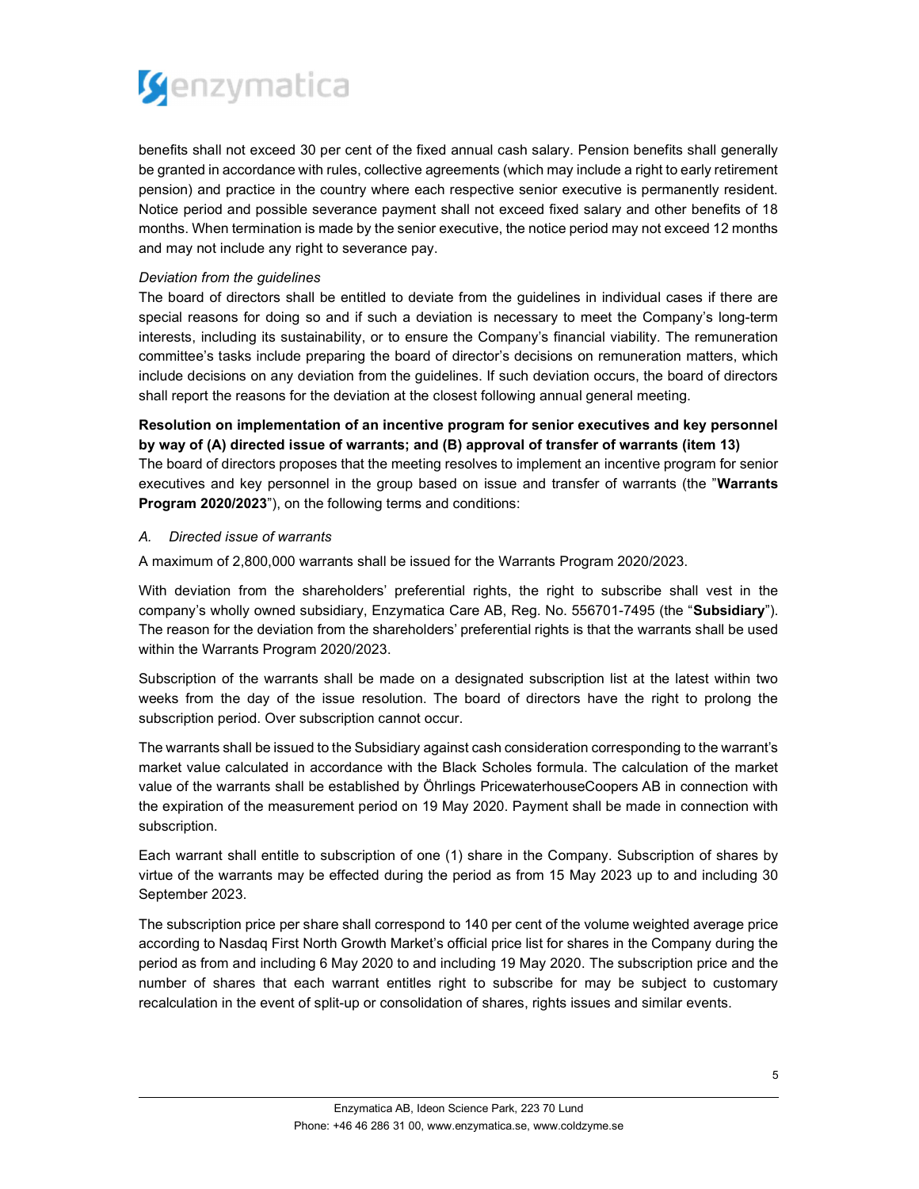benefits shall not exceed 30 per cent of the fixed annual cash salary. Pension benefits shall generally be granted in accordance with rules, collective agreements (which may include a right to early retirement pension) and practice in the country where each respective senior executive is permanently resident. Notice period and possible severance payment shall not exceed fixed salary and other benefits of 18 months. When termination is made by the senior executive, the notice period may not exceed 12 months and may not include any right to severance pay.

*Deviation from the guidelines*

The board of directors shall be entitled to deviate from the guidelines in individual cases if there are special reasons for doing so and if such a deviation is necessary to meet the Company's long-term interests, including its sustainability, or to ensure the Company's financial viability. The remuneration committee's tasks include preparing the board of director's decisions on remuneration matters, which include decisions on any deviation from the guidelines. If such deviation occurs, the board of directors shall report the reasons for the deviation at the closest following annual general meeting.

**Resolution on implementation of an incentive program for senior executives and key personnel by way of (A) directed issue of warrants; and (B) approval of transfer of warrants (item 13)**

The board of directors proposes that the meeting resolves to implement an incentive program for senior executives and key personnel in the group based on issue and transfer of warrants (the "**Warrants Program 2020/2023**"), on the following terms and conditions:

*A. Directed issue of warrants*

A maximum of 2,800,000 warrants shall be issued for the Warrants Program 2020/2023.

With deviation from the shareholders' preferential rights, the right to subscribe shall vest in the company's wholly owned subsidiary, Enzymatica Care AB, Reg. No. 556701-7495 (the "**Subsidiary**"). The reason for the deviation from the shareholders' preferential rights is that the warrants shall be used within the Warrants Program 2020/2023.

Subscription of the warrants shall be made on a designated subscription list at the latest within two weeks from the day of the issue resolution. The board of directors have the right to prolong the subscription period. Over subscription cannot occur.

The warrants shall be issued to the Subsidiary against cash consideration corresponding to the warrant's market value calculated in accordance with the Black Scholes formula. The calculation of the market value of the warrants shall be established by Öhrlings PricewaterhouseCoopers AB in connection with the expiration of the measurement period on 19 May 2020. Payment shall be made in connection with subscription.

Each warrant shall entitle to subscription of one (1) share in the Company. Subscription of shares by virtue of the warrants may be effected during the period as from 15 May 2023 up to and including 30 September 2023.

The subscription price per share shall correspond to 140 per cent of the volume weighted average price according to Nasdaq First North Growth Market's official price list for shares in the Company during the period as from and including 6 May 2020 to and including 19 May 2020. The subscription price and the number of shares that each warrant entitles right to subscribe for may be subject to customary recalculation in the event of split-up or consolidation of shares, rights issues and similar events.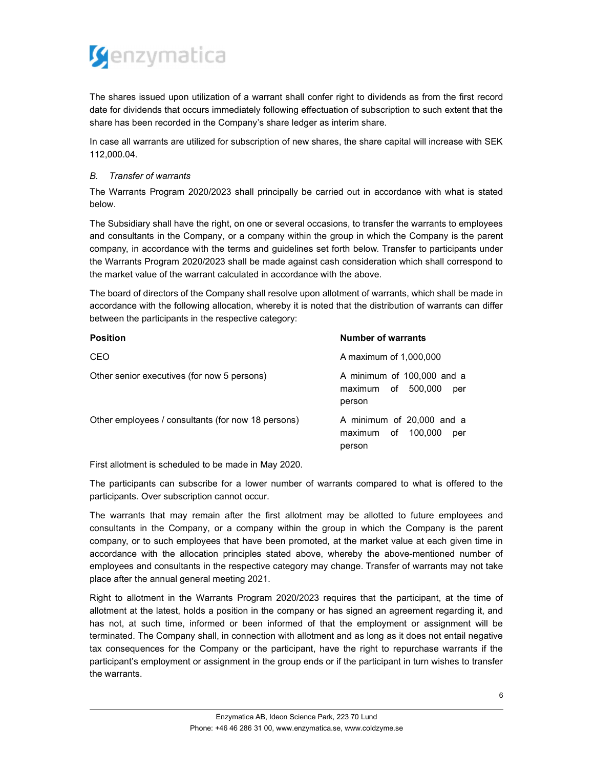The shares issued upon utilization of a warrant shall confer right to dividends as from the first record date for dividends that occurs immediately following effectuation of subscription to such extent that the share has been recorded in the Company's share ledger as interim share.

In case all warrants are utilized for subscription of new shares, the share capital will increase with SEK 112,000.04.

*B. Transfer of warrants*

The Warrants Program 2020/2023 shall principally be carried out in accordance with what is stated below.

The Subsidiary shall have the right, on one or several occasions, to transfer the warrants to employees and consultants in the Company, or a company within the group in which the Company is the parent company, in accordance with the terms and guidelines set forth below. Transfer to participants under the Warrants Program 2020/2023 shall be made against cash consideration which shall correspond to the market value of the warrant calculated in accordance with the above.

The board of directors of the Company shall resolve upon allotment of warrants, which shall be made in accordance with the following allocation, whereby it is noted that the distribution of warrants can differ between the participants in the respective category:

| Position | Number of warrants |
|---|---|
| CEO | A maximum of 1,000,000 |
| Other senior executives (for now 5 persons) | A minimum of 100,000 and a maximum of 500,000 per person |
| Other employees / consultants (for now 18 persons) | A minimum of 20,000 and a maximum of 100,000 per person |

First allotment is scheduled to be made in May 2020.

The participants can subscribe for a lower number of warrants compared to what is offered to the participants. Over subscription cannot occur.

The warrants that may remain after the first allotment may be allotted to future employees and consultants in the Company, or a company within the group in which the Company is the parent company, or to such employees that have been promoted, at the market value at each given time in accordance with the allocation principles stated above, whereby the above-mentioned number of employees and consultants in the respective category may change. Transfer of warrants may not take place after the annual general meeting 2021.

Right to allotment in the Warrants Program 2020/2023 requires that the participant, at the time of allotment at the latest, holds a position in the company or has signed an agreement regarding it, and has not, at such time, informed or been informed of that the employment or assignment will be terminated. The Company shall, in connection with allotment and as long as it does not entail negative tax consequences for the Company or the participant, have the right to repurchase warrants if the participant's employment or assignment in the group ends or if the participant in turn wishes to transfer the warrants.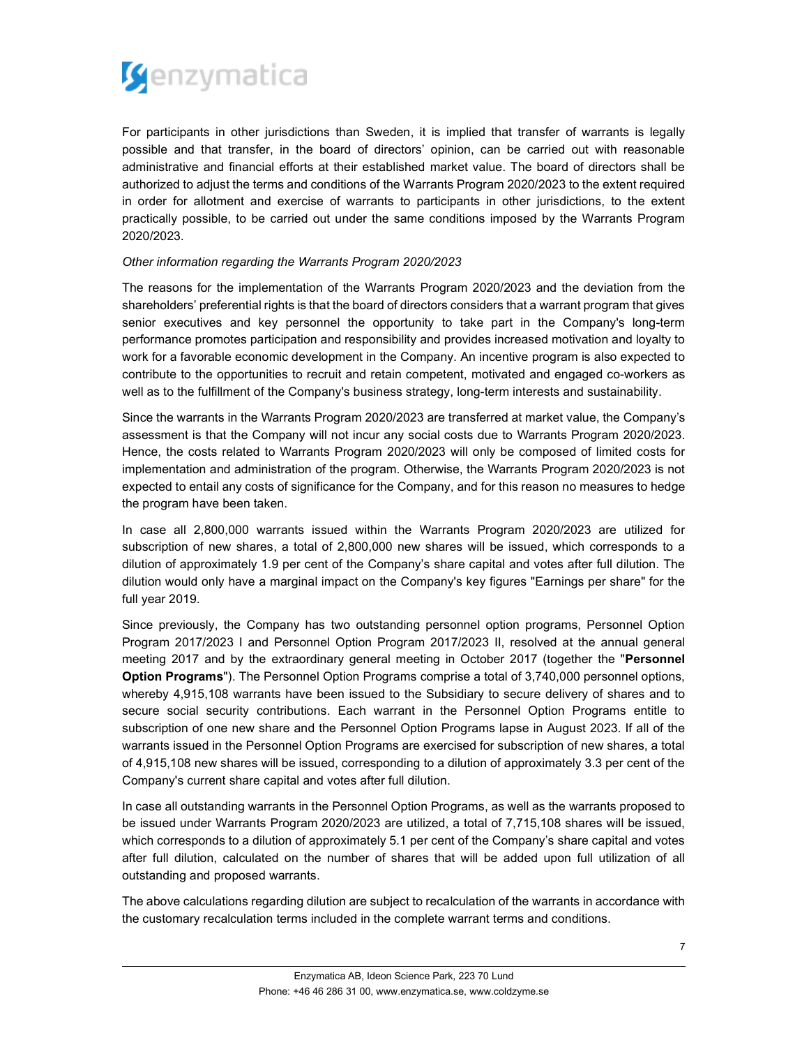For participants in other jurisdictions than Sweden, it is implied that transfer of warrants is legally possible and that transfer, in the board of directors' opinion, can be carried out with reasonable administrative and financial efforts at their established market value. The board of directors shall be authorized to adjust the terms and conditions of the Warrants Program 2020/2023 to the extent required in order for allotment and exercise of warrants to participants in other jurisdictions, to the extent practically possible, to be carried out under the same conditions imposed by the Warrants Program 2020/2023.

*Other information regarding the Warrants Program 2020/2023*

The reasons for the implementation of the Warrants Program 2020/2023 and the deviation from the shareholders' preferential rights is that the board of directors considers that a warrant program that gives senior executives and key personnel the opportunity to take part in the Company's long-term performance promotes participation and responsibility and provides increased motivation and loyalty to work for a favorable economic development in the Company. An incentive program is also expected to contribute to the opportunities to recruit and retain competent, motivated and engaged co-workers as well as to the fulfillment of the Company's business strategy, long-term interests and sustainability.

Since the warrants in the Warrants Program 2020/2023 are transferred at market value, the Company's assessment is that the Company will not incur any social costs due to Warrants Program 2020/2023. Hence, the costs related to Warrants Program 2020/2023 will only be composed of limited costs for implementation and administration of the program. Otherwise, the Warrants Program 2020/2023 is not expected to entail any costs of significance for the Company, and for this reason no measures to hedge the program have been taken.

In case all 2,800,000 warrants issued within the Warrants Program 2020/2023 are utilized for subscription of new shares, a total of 2,800,000 new shares will be issued, which corresponds to a dilution of approximately 1.9 per cent of the Company's share capital and votes after full dilution. The dilution would only have a marginal impact on the Company's key figures "Earnings per share" for the full year 2019.

Since previously, the Company has two outstanding personnel option programs, Personnel Option Program 2017/2023 I and Personnel Option Program 2017/2023 II, resolved at the annual general meeting 2017 and by the extraordinary general meeting in October 2017 (together the "**Personnel Option Programs**"). The Personnel Option Programs comprise a total of 3,740,000 personnel options, whereby 4,915,108 warrants have been issued to the Subsidiary to secure delivery of shares and to secure social security contributions. Each warrant in the Personnel Option Programs entitle to subscription of one new share and the Personnel Option Programs lapse in August 2023. If all of the warrants issued in the Personnel Option Programs are exercised for subscription of new shares, a total of 4,915,108 new shares will be issued, corresponding to a dilution of approximately 3.3 per cent of the Company's current share capital and votes after full dilution.

In case all outstanding warrants in the Personnel Option Programs, as well as the warrants proposed to be issued under Warrants Program 2020/2023 are utilized, a total of 7,715,108 shares will be issued, which corresponds to a dilution of approximately 5.1 per cent of the Company's share capital and votes after full dilution, calculated on the number of shares that will be added upon full utilization of all outstanding and proposed warrants.

The above calculations regarding dilution are subject to recalculation of the warrants in accordance with the customary recalculation terms included in the complete warrant terms and conditions.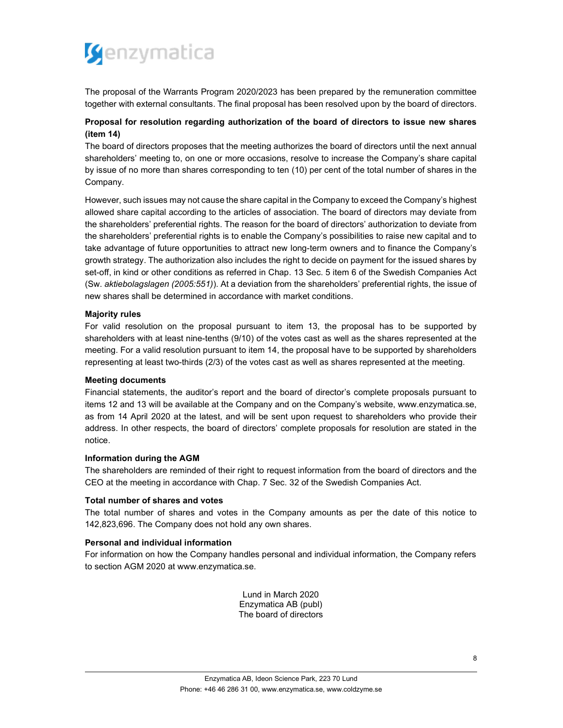The proposal of the Warrants Program 2020/2023 has been prepared by the remuneration committee together with external consultants. The final proposal has been resolved upon by the board of directors.

**Proposal for resolution regarding authorization of the board of directors to issue new shares (item 14)**

The board of directors proposes that the meeting authorizes the board of directors until the next annual shareholders' meeting to, on one or more occasions, resolve to increase the Company's share capital by issue of no more than shares corresponding to ten (10) per cent of the total number of shares in the Company.

However, such issues may not cause the share capital in the Company to exceed the Company's highest allowed share capital according to the articles of association. The board of directors may deviate from the shareholders' preferential rights. The reason for the board of directors' authorization to deviate from the shareholders' preferential rights is to enable the Company's possibilities to raise new capital and to take advantage of future opportunities to attract new long-term owners and to finance the Company's growth strategy. The authorization also includes the right to decide on payment for the issued shares by set-off, in kind or other conditions as referred in Chap. 13 Sec. 5 item 6 of the Swedish Companies Act (Sw. *aktiebolagslagen (2005:551)*). At a deviation from the shareholders' preferential rights, the issue of new shares shall be determined in accordance with market conditions.

**Majority rules**

For valid resolution on the proposal pursuant to item 13, the proposal has to be supported by shareholders with at least nine-tenths (9/10) of the votes cast as well as the shares represented at the meeting. For a valid resolution pursuant to item 14, the proposal have to be supported by shareholders representing at least two-thirds (2/3) of the votes cast as well as shares represented at the meeting.

**Meeting documents**

Financial statements, the auditor's report and the board of director's complete proposals pursuant to items 12 and 13 will be available at the Company and on the Company's website, www.enzymatica.se, as from 14 April 2020 at the latest, and will be sent upon request to shareholders who provide their address. In other respects, the board of directors' complete proposals for resolution are stated in the notice.

**Information during the AGM**

The shareholders are reminded of their right to request information from the board of directors and the CEO at the meeting in accordance with Chap. 7 Sec. 32 of the Swedish Companies Act.

**Total number of shares and votes**

The total number of shares and votes in the Company amounts as per the date of this notice to 142,823,696. The Company does not hold any own shares.

**Personal and individual information**

For information on how the Company handles personal and individual information, the Company refers to section AGM 2020 at www.enzymatica.se.

Lund in March 2020
Enzymatica AB (publ)
The board of directors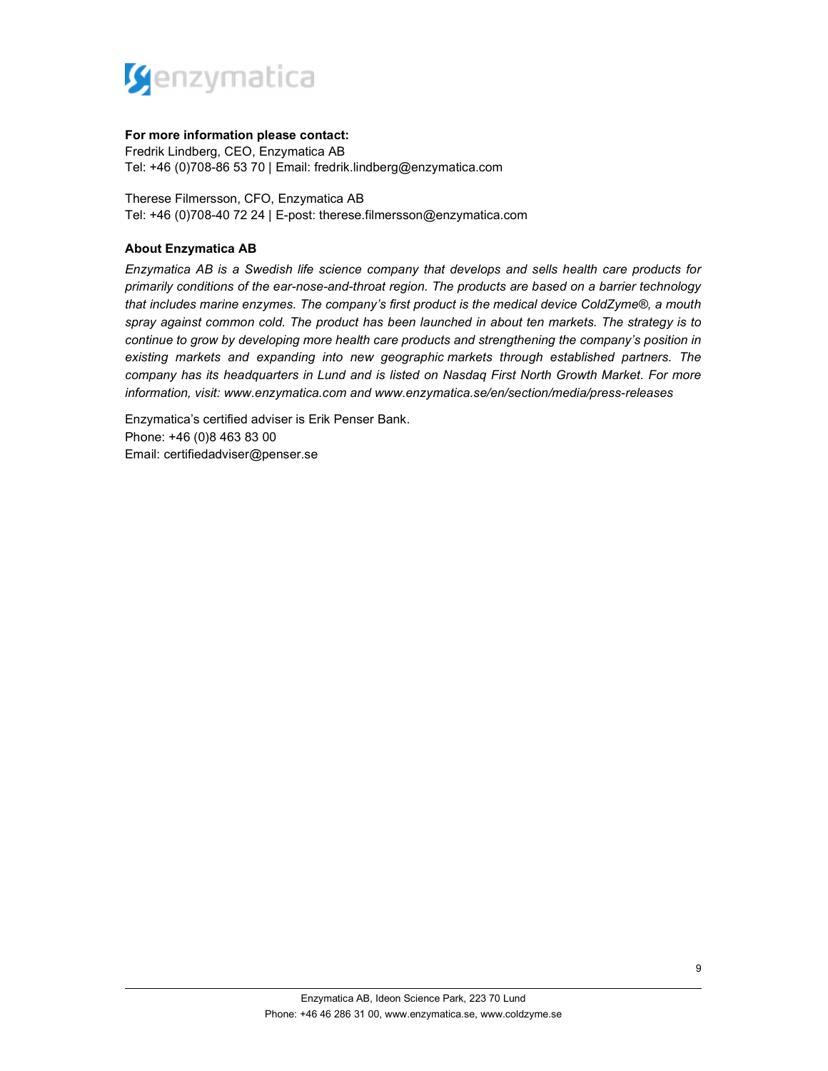**For more information please contact:**
Fredrik Lindberg, CEO, Enzymatica AB
Tel: +46 (0)708-86 53 70 | Email: fredrik.lindberg@enzymatica.com

Therese Filmersson, CFO, Enzymatica AB
Tel: +46 (0)708-40 72 24 | E-post: therese.filmersson@enzymatica.com

**About Enzymatica AB**

*Enzymatica AB is a Swedish life science company that develops and sells health care products for primarily conditions of the ear-nose-and-throat region. The products are based on a barrier technology that includes marine enzymes. The company's first product is the medical device ColdZyme®, a mouth spray against common cold. The product has been launched in about ten markets. The strategy is to continue to grow by developing more health care products and strengthening the company's position in existing markets and expanding into new geographic markets through established partners. The company has its headquarters in Lund and is listed on Nasdaq First North Growth Market. For more information, visit: www.enzymatica.com and www.enzymatica.se/en/section/media/press-releases*

Enzymatica's certified adviser is Erik Penser Bank.
Phone: +46 (0)8 463 83 00
Email: certifiedadviser@penser.se